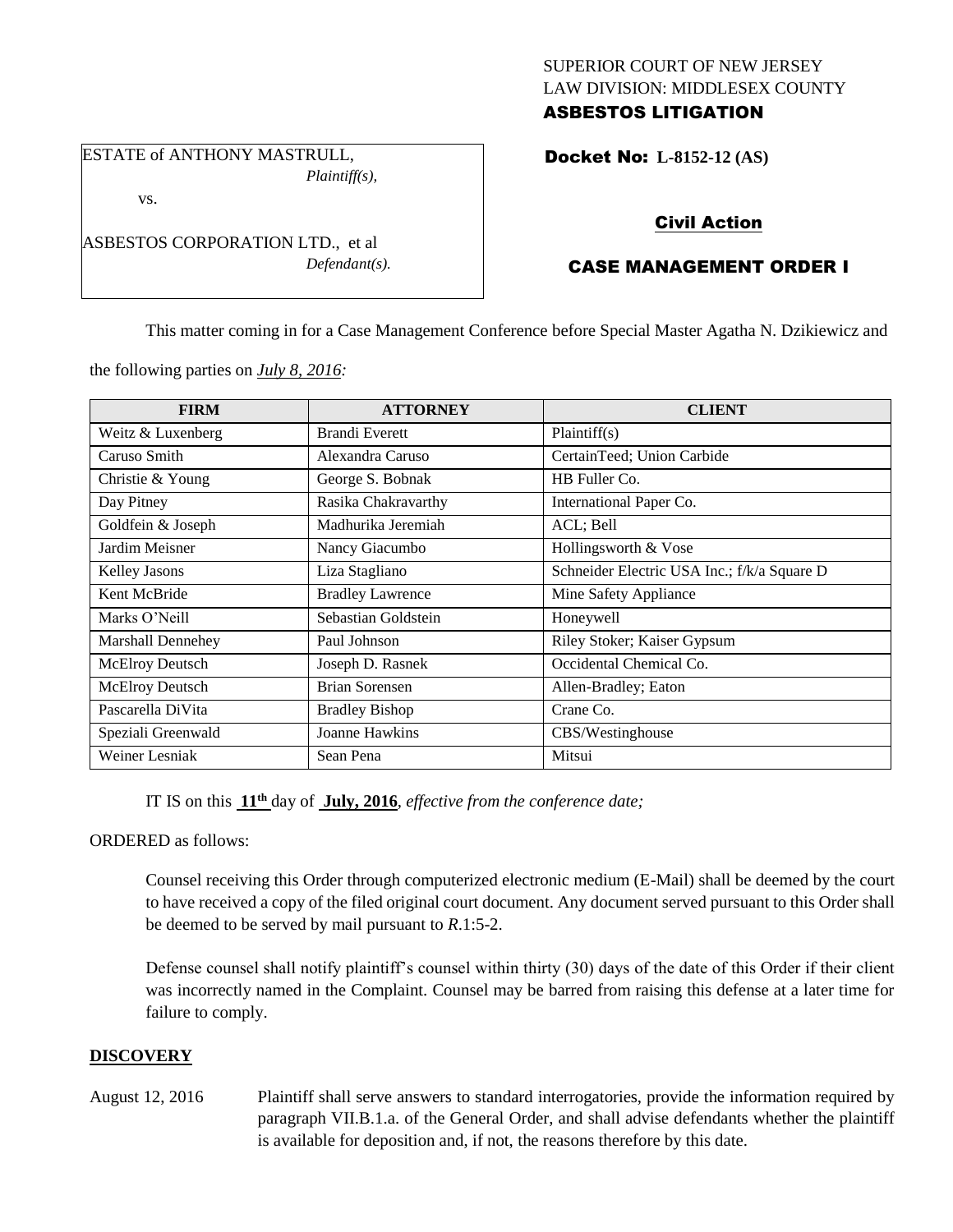SUPERIOR COURT OF NEW JERSEY
LAW DIVISION: MIDDLESEX COUNTY
**ASBESTOS LITIGATION**

ESTATE of ANTHONY MASTRULL,
*Plaintiff(s),*

vs.

ASBESTOS CORPORATION LTD., et al
*Defendant(s).*

**Docket No: L-8152-12 (AS)**

**Civil Action**

**CASE MANAGEMENT ORDER I**

This matter coming in for a Case Management Conference before Special Master Agatha N. Dzikiewicz and the following parties on *July 8, 2016:*

| FIRM | ATTORNEY | CLIENT |
|---|---|---|
| Weitz & Luxenberg | Brandi Everett | Plaintiff(s) |
| Caruso Smith | Alexandra Caruso | CertainTeed; Union Carbide |
| Christie & Young | George S. Bobnak | HB Fuller Co. |
| Day Pitney | Rasika Chakravarthy | International Paper Co. |
| Goldfein & Joseph | Madhurika Jeremiah | ACL; Bell |
| Jardim Meisner | Nancy Giacumbo | Hollingsworth & Vose |
| Kelley Jasons | Liza Stagliano | Schneider Electric USA Inc.; f/k/a Square D |
| Kent McBride | Bradley Lawrence | Mine Safety Appliance |
| Marks O'Neill | Sebastian Goldstein | Honeywell |
| Marshall Dennehey | Paul Johnson | Riley Stoker; Kaiser Gypsum |
| McElroy Deutsch | Joseph D. Rasnek | Occidental Chemical Co. |
| McElroy Deutsch | Brian Sorensen | Allen-Bradley; Eaton |
| Pascarella DiVita | Bradley Bishop | Crane Co. |
| Speziali Greenwald | Joanne Hawkins | CBS/Westinghouse |
| Weiner Lesniak | Sean Pena | Mitsui |

IT IS on this **11th** day of **July, 2016**, *effective from the conference date;*

ORDERED as follows:

Counsel receiving this Order through computerized electronic medium (E-Mail) shall be deemed by the court to have received a copy of the filed original court document. Any document served pursuant to this Order shall be deemed to be served by mail pursuant to *R*.1:5-2.

Defense counsel shall notify plaintiff's counsel within thirty (30) days of the date of this Order if their client was incorrectly named in the Complaint. Counsel may be barred from raising this defense at a later time for failure to comply.

## DISCOVERY

August 12, 2016 Plaintiff shall serve answers to standard interrogatories, provide the information required by paragraph VII.B.1.a. of the General Order, and shall advise defendants whether the plaintiff is available for deposition and, if not, the reasons therefore by this date.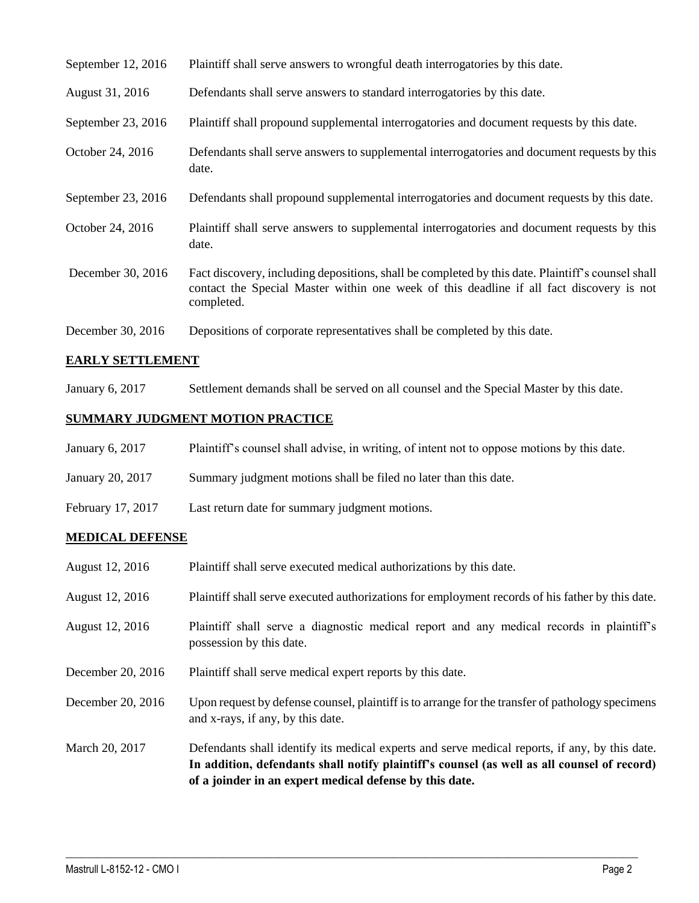| | |
|---|---|
| September 12, 2016 | Plaintiff shall serve answers to wrongful death interrogatories by this date. |
| August 31, 2016 | Defendants shall serve answers to standard interrogatories by this date. |
| September 23, 2016 | Plaintiff shall propound supplemental interrogatories and document requests by this date. |
| October 24, 2016 | Defendants shall serve answers to supplemental interrogatories and document requests by this date. |
| September 23, 2016 | Defendants shall propound supplemental interrogatories and document requests by this date. |
| October 24, 2016 | Plaintiff shall serve answers to supplemental interrogatories and document requests by this date. |
| December 30, 2016 | Fact discovery, including depositions, shall be completed by this date. Plaintiff's counsel shall contact the Special Master within one week of this deadline if all fact discovery is not completed. |
| December 30, 2016 | Depositions of corporate representatives shall be completed by this date. |

## EARLY SETTLEMENT

| | |
|---|---|
| January 6, 2017 | Settlement demands shall be served on all counsel and the Special Master by this date. |

## SUMMARY JUDGMENT MOTION PRACTICE

| | |
|---|---|
| January 6, 2017 | Plaintiff's counsel shall advise, in writing, of intent not to oppose motions by this date. |
| January 20, 2017 | Summary judgment motions shall be filed no later than this date. |
| February 17, 2017 | Last return date for summary judgment motions. |

## MEDICAL DEFENSE

| | |
|---|---|
| August 12, 2016 | Plaintiff shall serve executed medical authorizations by this date. |
| August 12, 2016 | Plaintiff shall serve executed authorizations for employment records of his father by this date. |
| August 12, 2016 | Plaintiff shall serve a diagnostic medical report and any medical records in plaintiff's possession by this date. |
| December 20, 2016 | Plaintiff shall serve medical expert reports by this date. |
| December 20, 2016 | Upon request by defense counsel, plaintiff is to arrange for the transfer of pathology specimens and x-rays, if any, by this date. |
| March 20, 2017 | Defendants shall identify its medical experts and serve medical reports, if any, by this date. **In addition, defendants shall notify plaintiff's counsel (as well as all counsel of record) of a joinder in an expert medical defense by this date.** |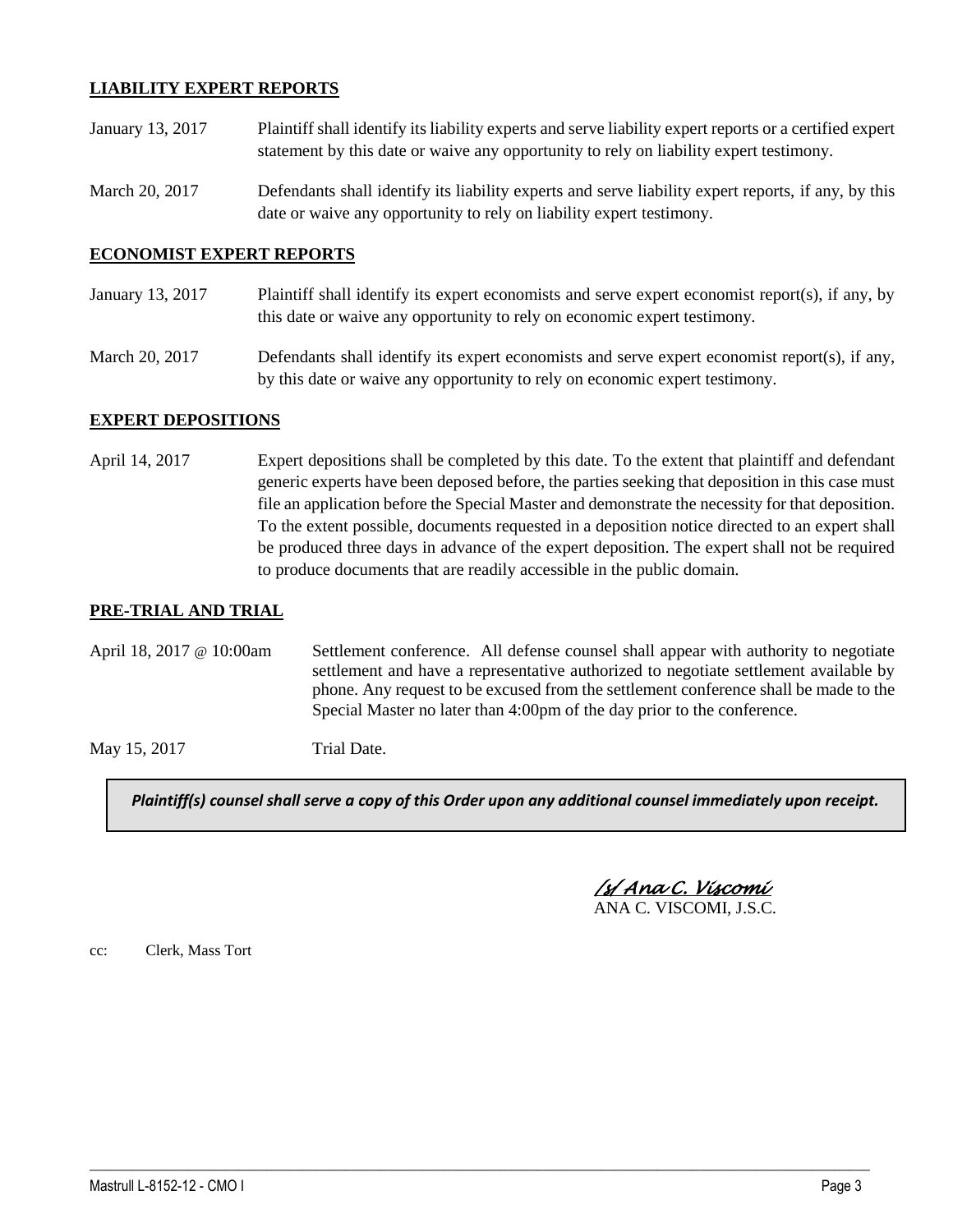**LIABILITY EXPERT REPORTS**

| | |
|---|---|
| January 13, 2017 | Plaintiff shall identify its liability experts and serve liability expert reports or a certified expert statement by this date or waive any opportunity to rely on liability expert testimony. |
| March 20, 2017 | Defendants shall identify its liability experts and serve liability expert reports, if any, by this date or waive any opportunity to rely on liability expert testimony. |

**ECONOMIST EXPERT REPORTS**

| | |
|---|---|
| January 13, 2017 | Plaintiff shall identify its expert economists and serve expert economist report(s), if any, by this date or waive any opportunity to rely on economic expert testimony. |
| March 20, 2017 | Defendants shall identify its expert economists and serve expert economist report(s), if any, by this date or waive any opportunity to rely on economic expert testimony. |

**EXPERT DEPOSITIONS**

| | |
|---|---|
| April 14, 2017 | Expert depositions shall be completed by this date. To the extent that plaintiff and defendant generic experts have been deposed before, the parties seeking that deposition in this case must file an application before the Special Master and demonstrate the necessity for that deposition. To the extent possible, documents requested in a deposition notice directed to an expert shall be produced three days in advance of the expert deposition. The expert shall not be required to produce documents that are readily accessible in the public domain. |

**PRE-TRIAL AND TRIAL**

| | |
|---|---|
| April 18, 2017 @ 10:00am | Settlement conference. All defense counsel shall appear with authority to negotiate settlement and have a representative authorized to negotiate settlement available by phone. Any request to be excused from the settlement conference shall be made to the Special Master no later than 4:00pm of the day prior to the conference. |
| May 15, 2017 | Trial Date. |

***Plaintiff(s) counsel shall serve a copy of this Order upon any additional counsel immediately upon receipt.***

/s/ Ana C. Viscomi
ANA C. VISCOMI, J.S.C.

cc: Clerk, Mass Tort